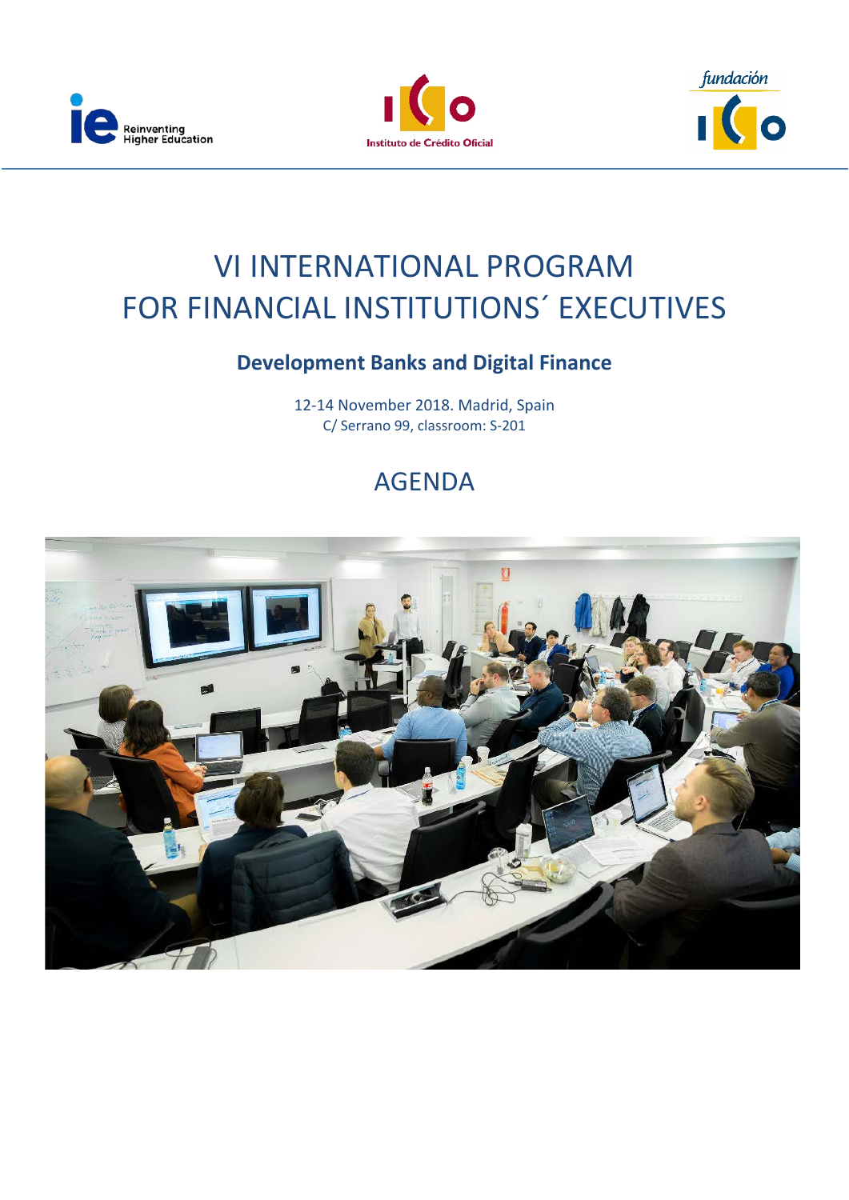# VI INTERNATIONAL PROGRAM FOR FINANCIAL INSTITUTIONS´ EXECUTIVES

## Development Banks and Digital Finance

12-14 November 2018. Madrid, Spain
C/ Serrano 99, classroom: S-201

## AGENDA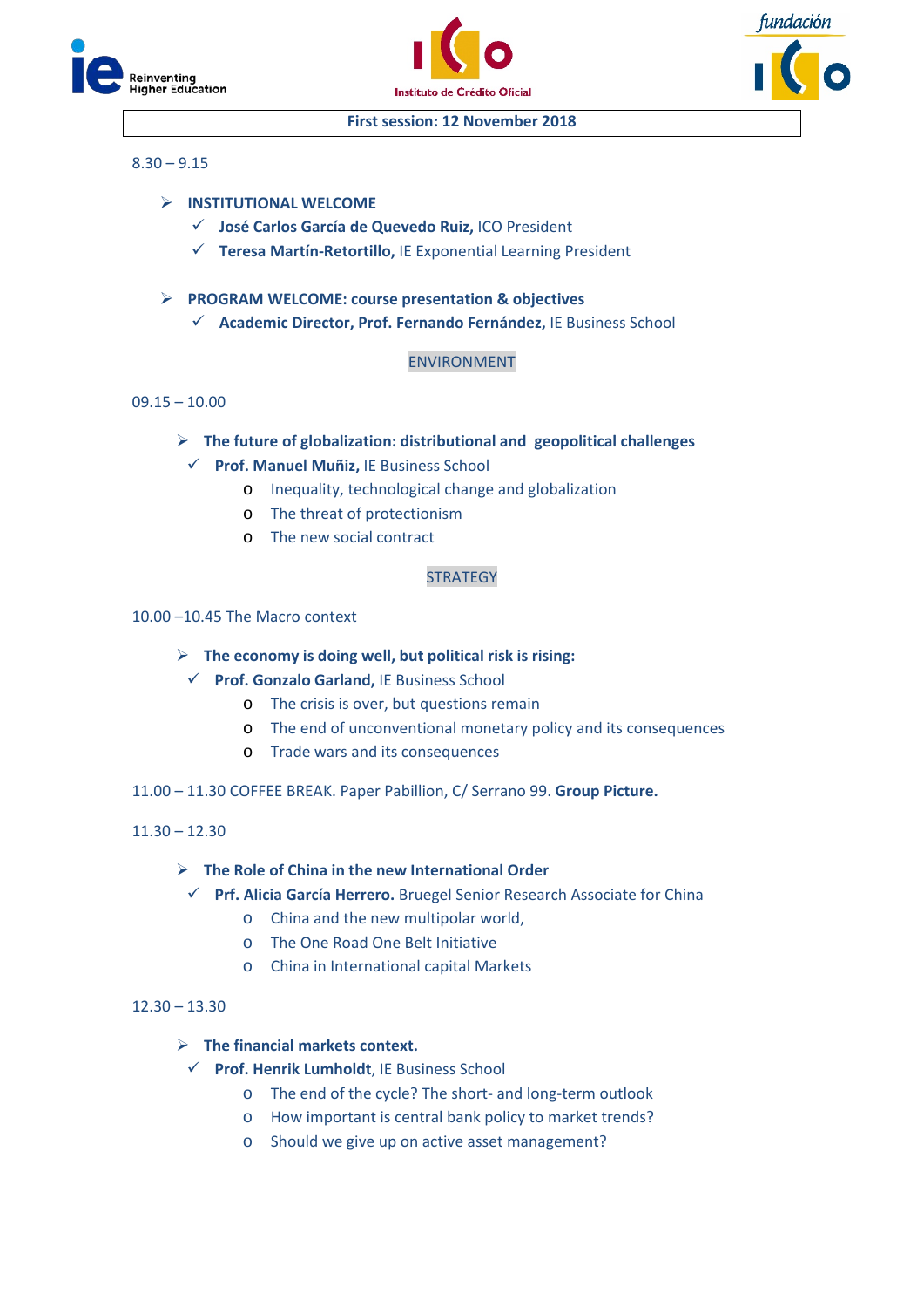**First session: 12 November 2018**

8.30 – 9.15

- **INSTITUTIONAL WELCOME**
  - ✓ **José Carlos García de Quevedo Ruiz,** ICO President
  - ✓ **Teresa Martín-Retortillo,** IE Exponential Learning President

- **PROGRAM WELCOME: course presentation & objectives**
  - ✓ **Academic Director, Prof. Fernando Fernández,** IE Business School

ENVIRONMENT

09.15 – 10.00

- **The future of globalization: distributional and geopolitical challenges**
  - ✓ **Prof. Manuel Muñiz,** IE Business School
    - Inequality, technological change and globalization
    - The threat of protectionism
    - The new social contract

STRATEGY

10.00 –10.45 The Macro context

- **The economy is doing well, but political risk is rising:**
  - ✓ **Prof. Gonzalo Garland,** IE Business School
    - The crisis is over, but questions remain
    - The end of unconventional monetary policy and its consequences
    - Trade wars and its consequences

11.00 – 11.30 COFFEE BREAK. Paper Pabillion, C/ Serrano 99. **Group Picture.**

11.30 – 12.30

- **The Role of China in the new International Order**
  - ✓ **Prf. Alicia García Herrero.** Bruegel Senior Research Associate for China
    - China and the new multipolar world,
    - The One Road One Belt Initiative
    - China in International capital Markets

12.30 – 13.30

- **The financial markets context.**
  - ✓ **Prof. Henrik Lumholdt**, IE Business School
    - The end of the cycle? The short- and long-term outlook
    - How important is central bank policy to market trends?
    - Should we give up on active asset management?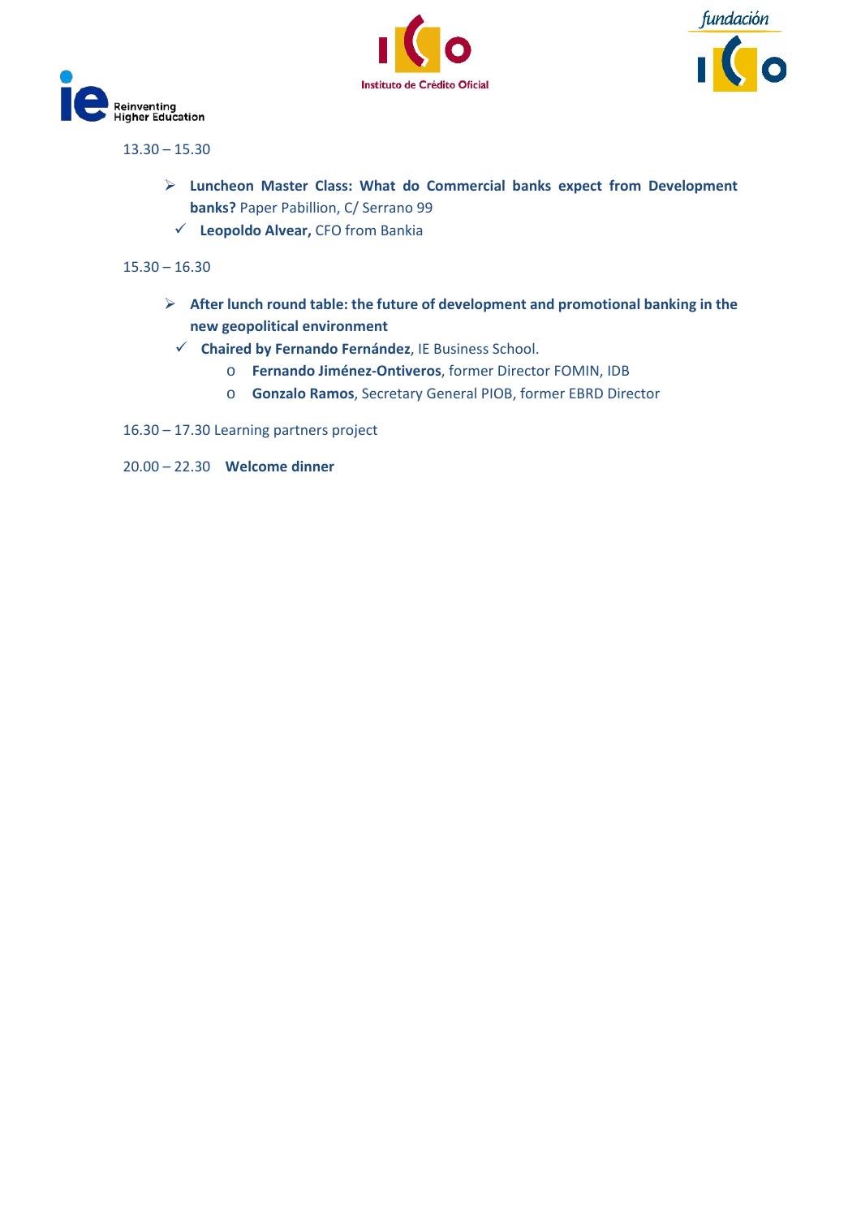13.30 – 15.30

- **Luncheon Master Class: What do Commercial banks expect from Development banks?** Paper Pabillion, C/ Serrano 99
  - **Leopoldo Alvear,** CFO from Bankia

15.30 – 16.30

- **After lunch round table: the future of development and promotional banking in the new geopolitical environment**
  - **Chaired by Fernando Fernández**, IE Business School.
    - **Fernando Jiménez-Ontiveros**, former Director FOMIN, IDB
    - **Gonzalo Ramos**, Secretary General PIOB, former EBRD Director

16.30 – 17.30 Learning partners project

20.00 – 22.30 **Welcome dinner**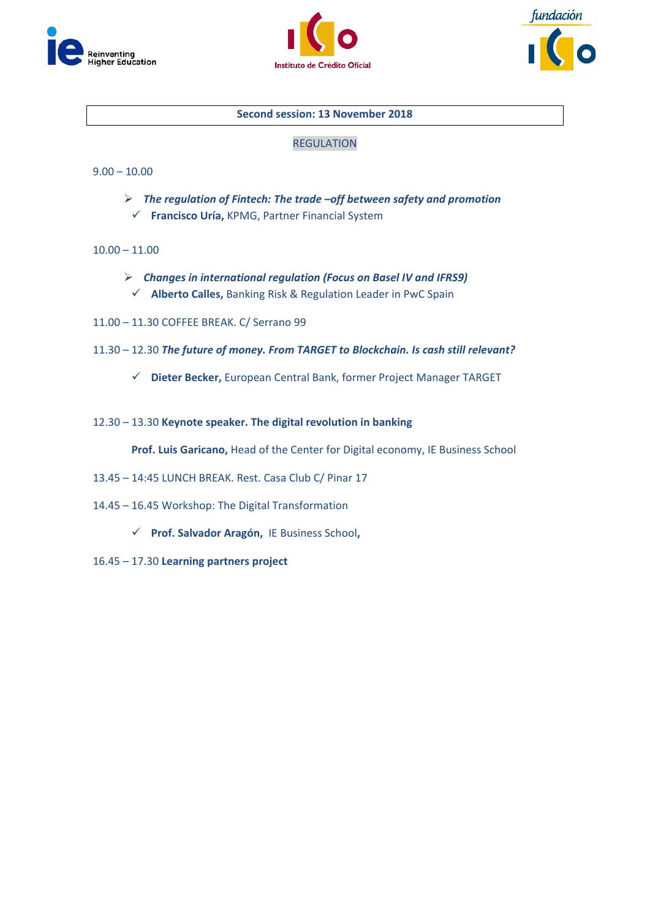## Second session: 13 November 2018

REGULATION

9.00 – 10.00

- ***The regulation of Fintech: The trade –off between safety and promotion***
  - ✓ **Francisco Uría,** KPMG, Partner Financial System

10.00 – 11.00

- ***Changes in international regulation (Focus on Basel IV and IFRS9)***
  - ✓ **Alberto Calles,** Banking Risk & Regulation Leader in PwC Spain

11.00 – 11.30 COFFEE BREAK. C/ Serrano 99

11.30 – 12.30 ***The future of money. From TARGET to Blockchain. Is cash still relevant?***

- ✓ **Dieter Becker,** European Central Bank, former Project Manager TARGET

12.30 – 13.30 **Keynote speaker. The digital revolution in banking**

**Prof. Luis Garicano,** Head of the Center for Digital economy, IE Business School

13.45 – 14:45 LUNCH BREAK. Rest. Casa Club C/ Pinar 17

14.45 – 16.45 Workshop: The Digital Transformation

- ✓ **Prof. Salvador Aragón,** IE Business School**,**

16.45 – 17.30 **Learning partners project**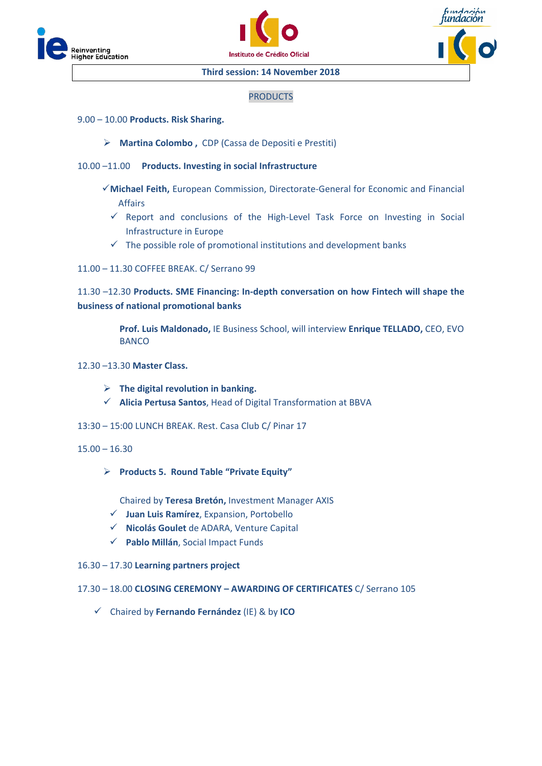**Third session: 14 November 2018**

PRODUCTS

9.00 – 10.00 **Products. Risk Sharing.**

- **Martina Colombo ,** CDP (Cassa de Depositi e Prestiti)

10.00 –11.00 **Products. Investing in social Infrastructure**

- ✓ **Michael Feith,** European Commission, Directorate-General for Economic and Financial Affairs
  - ✓ Report and conclusions of the High-Level Task Force on Investing in Social Infrastructure in Europe
  - ✓ The possible role of promotional institutions and development banks

11.00 – 11.30 COFFEE BREAK. C/ Serrano 99

11.30 –12.30 **Products. SME Financing: In-depth conversation on how Fintech will shape the business of national promotional banks**

**Prof. Luis Maldonado,** IE Business School, will interview **Enrique TELLADO,** CEO, EVO BANCO

12.30 –13.30 **Master Class.**

- **The digital revolution in banking.**
- ✓ **Alicia Pertusa Santos**, Head of Digital Transformation at BBVA

13:30 – 15:00 LUNCH BREAK. Rest. Casa Club C/ Pinar 17

15.00 – 16.30

- **Products 5. Round Table "Private Equity"**

Chaired by **Teresa Bretón,** Investment Manager AXIS

- ✓ **Juan Luis Ramírez**, Expansion, Portobello
- ✓ **Nicolás Goulet** de ADARA, Venture Capital
- ✓ **Pablo Millán**, Social Impact Funds

16.30 – 17.30 **Learning partners project**

17.30 – 18.00 **CLOSING CEREMONY – AWARDING OF CERTIFICATES** C/ Serrano 105

- ✓ Chaired by **Fernando Fernández** (IE) & by **ICO**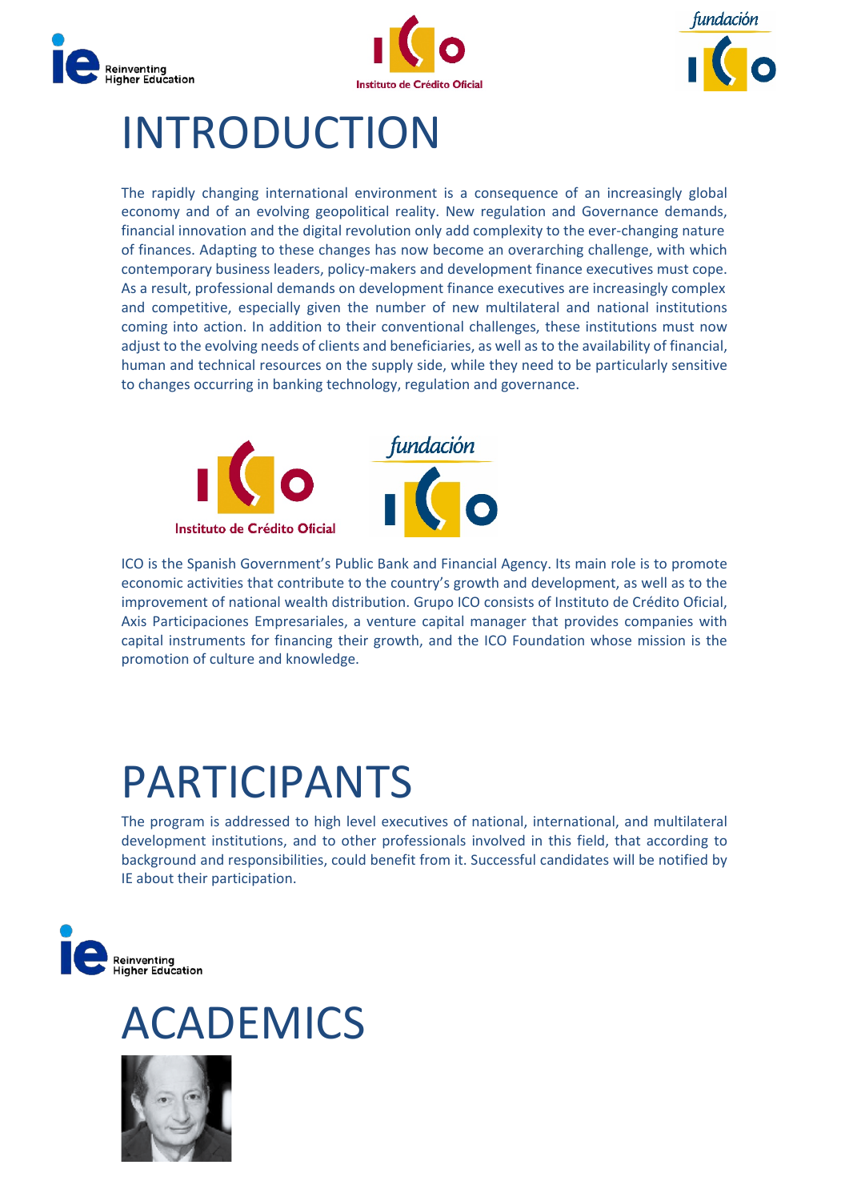# INTRODUCTION

The rapidly changing international environment is a consequence of an increasingly global economy and of an evolving geopolitical reality. New regulation and Governance demands, financial innovation and the digital revolution only add complexity to the ever-changing nature of finances. Adapting to these changes has now become an overarching challenge, with which contemporary business leaders, policy-makers and development finance executives must cope. As a result, professional demands on development finance executives are increasingly complex and competitive, especially given the number of new multilateral and national institutions coming into action. In addition to their conventional challenges, these institutions must now adjust to the evolving needs of clients and beneficiaries, as well as to the availability of financial, human and technical resources on the supply side, while they need to be particularly sensitive to changes occurring in banking technology, regulation and governance.

ICO is the Spanish Government's Public Bank and Financial Agency. Its main role is to promote economic activities that contribute to the country's growth and development, as well as to the improvement of national wealth distribution. Grupo ICO consists of Instituto de Crédito Oficial, Axis Participaciones Empresariales, a venture capital manager that provides companies with capital instruments for financing their growth, and the ICO Foundation whose mission is the promotion of culture and knowledge.

# PARTICIPANTS

The program is addressed to high level executives of national, international, and multilateral development institutions, and to other professionals involved in this field, that according to background and responsibilities, could benefit from it. Successful candidates will be notified by IE about their participation.

# ACADEMICS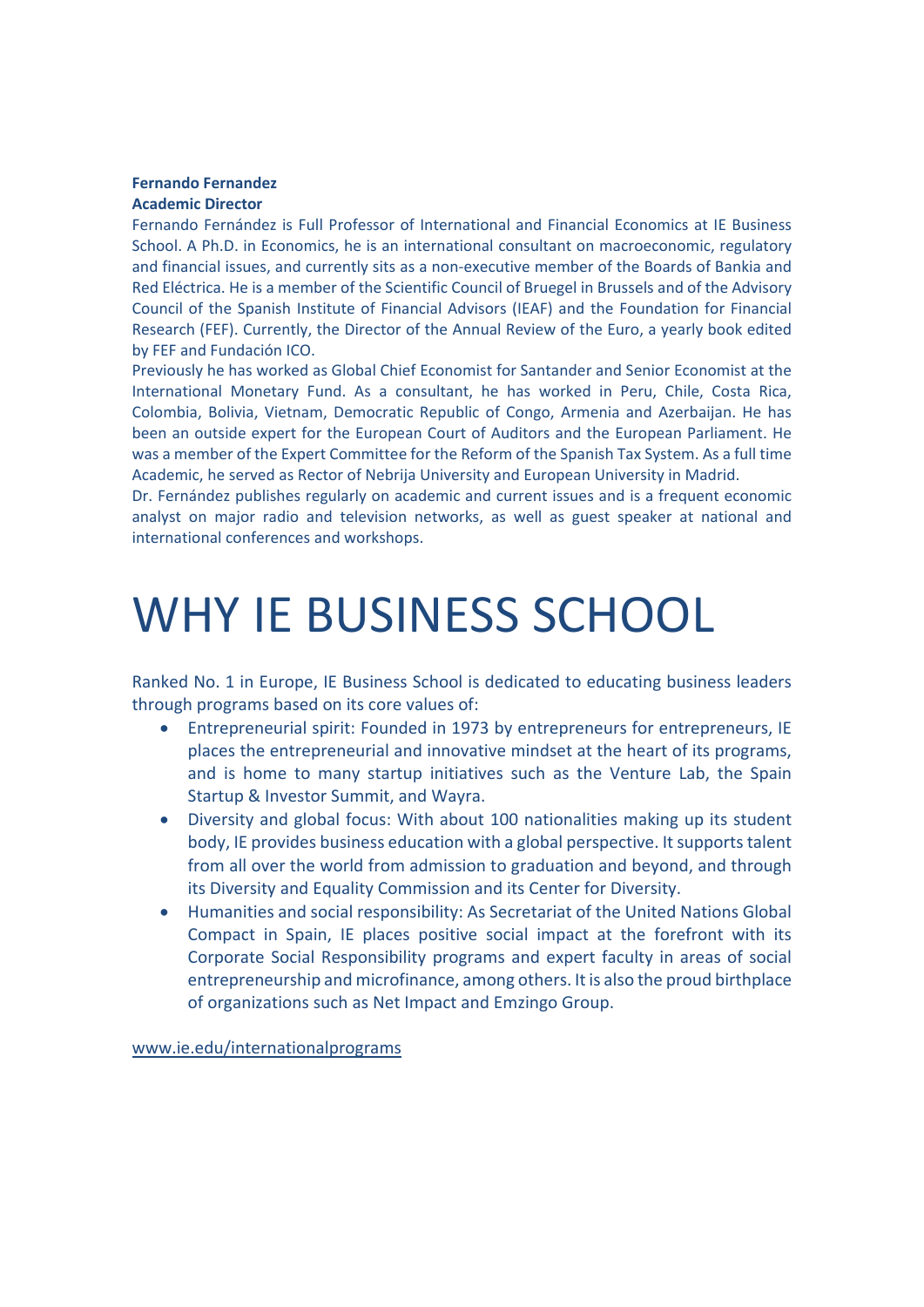**Fernando Fernandez**
**Academic Director**

Fernando Fernández is Full Professor of International and Financial Economics at IE Business School. A Ph.D. in Economics, he is an international consultant on macroeconomic, regulatory and financial issues, and currently sits as a non-executive member of the Boards of Bankia and Red Eléctrica. He is a member of the Scientific Council of Bruegel in Brussels and of the Advisory Council of the Spanish Institute of Financial Advisors (IEAF) and the Foundation for Financial Research (FEF). Currently, the Director of the Annual Review of the Euro, a yearly book edited by FEF and Fundación ICO.

Previously he has worked as Global Chief Economist for Santander and Senior Economist at the International Monetary Fund. As a consultant, he has worked in Peru, Chile, Costa Rica, Colombia, Bolivia, Vietnam, Democratic Republic of Congo, Armenia and Azerbaijan. He has been an outside expert for the European Court of Auditors and the European Parliament. He was a member of the Expert Committee for the Reform of the Spanish Tax System. As a full time Academic, he served as Rector of Nebrija University and European University in Madrid.

Dr. Fernández publishes regularly on academic and current issues and is a frequent economic analyst on major radio and television networks, as well as guest speaker at national and international conferences and workshops.

# WHY IE BUSINESS SCHOOL

Ranked No. 1 in Europe, IE Business School is dedicated to educating business leaders through programs based on its core values of:

- Entrepreneurial spirit: Founded in 1973 by entrepreneurs for entrepreneurs, IE places the entrepreneurial and innovative mindset at the heart of its programs, and is home to many startup initiatives such as the Venture Lab, the Spain Startup & Investor Summit, and Wayra.
- Diversity and global focus: With about 100 nationalities making up its student body, IE provides business education with a global perspective. It supports talent from all over the world from admission to graduation and beyond, and through its Diversity and Equality Commission and its Center for Diversity.
- Humanities and social responsibility: As Secretariat of the United Nations Global Compact in Spain, IE places positive social impact at the forefront with its Corporate Social Responsibility programs and expert faculty in areas of social entrepreneurship and microfinance, among others. It is also the proud birthplace of organizations such as Net Impact and Emzingo Group.

www.ie.edu/internationalprograms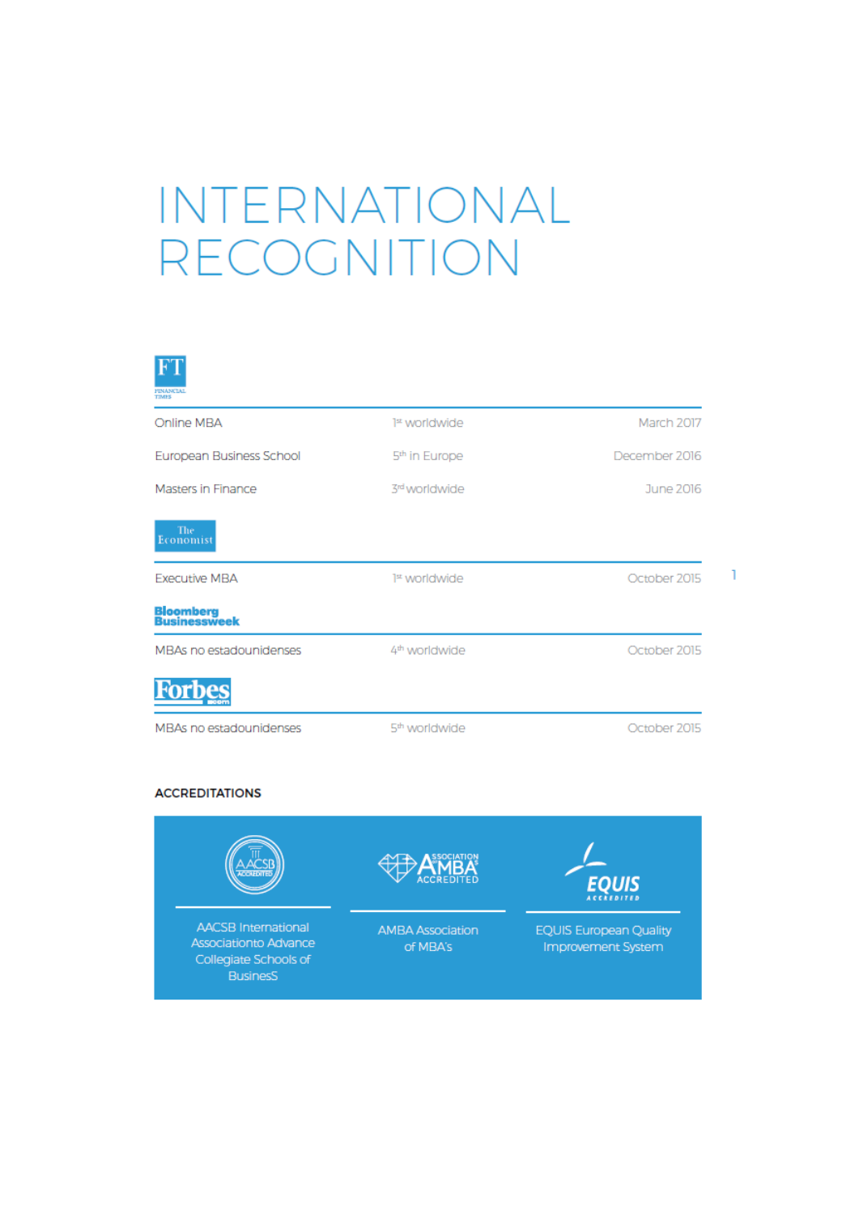# INTERNATIONAL RECOGNITION

**FT** FINANCIAL TIMES

| | | |
|---|---|---|
| Online MBA | 1st worldwide | March 2017 |
| European Business School | 5th in Europe | December 2016 |
| Masters in Finance | 3rd worldwide | June 2016 |

**The Economist**

| | | |
|---|---|---|
| Executive MBA | 1st worldwide | October 2015 |

**Bloomberg Businessweek**

| | | |
|---|---|---|
| MBAs no estadounidenses | 4th worldwide | October 2015 |

**Forbes**

| | | |
|---|---|---|
| MBAs no estadounidenses | 5th worldwide | October 2015 |

**ACCREDITATIONS**

AACSB International Associationto Advance Collegiate Schools of BusinesS

AMBA Association of MBA's

EQUIS European Quality Improvement System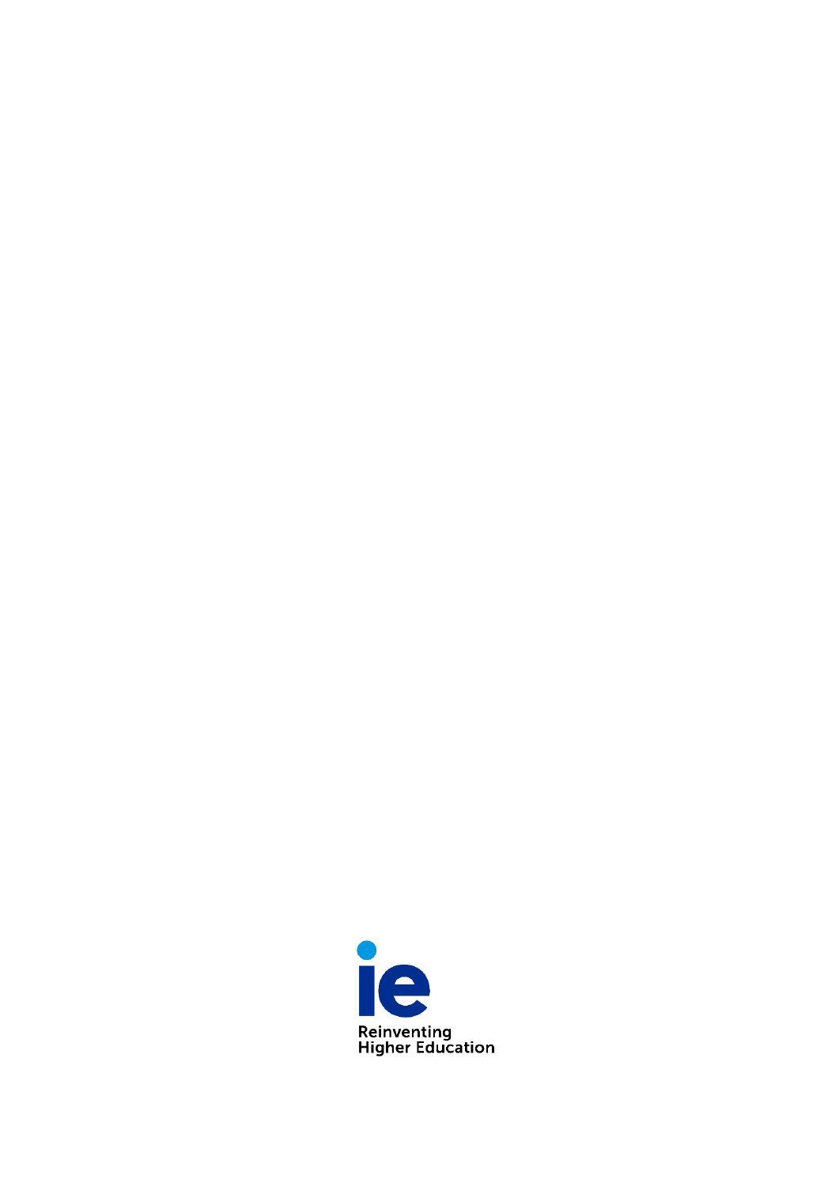Reinventing
Higher Education